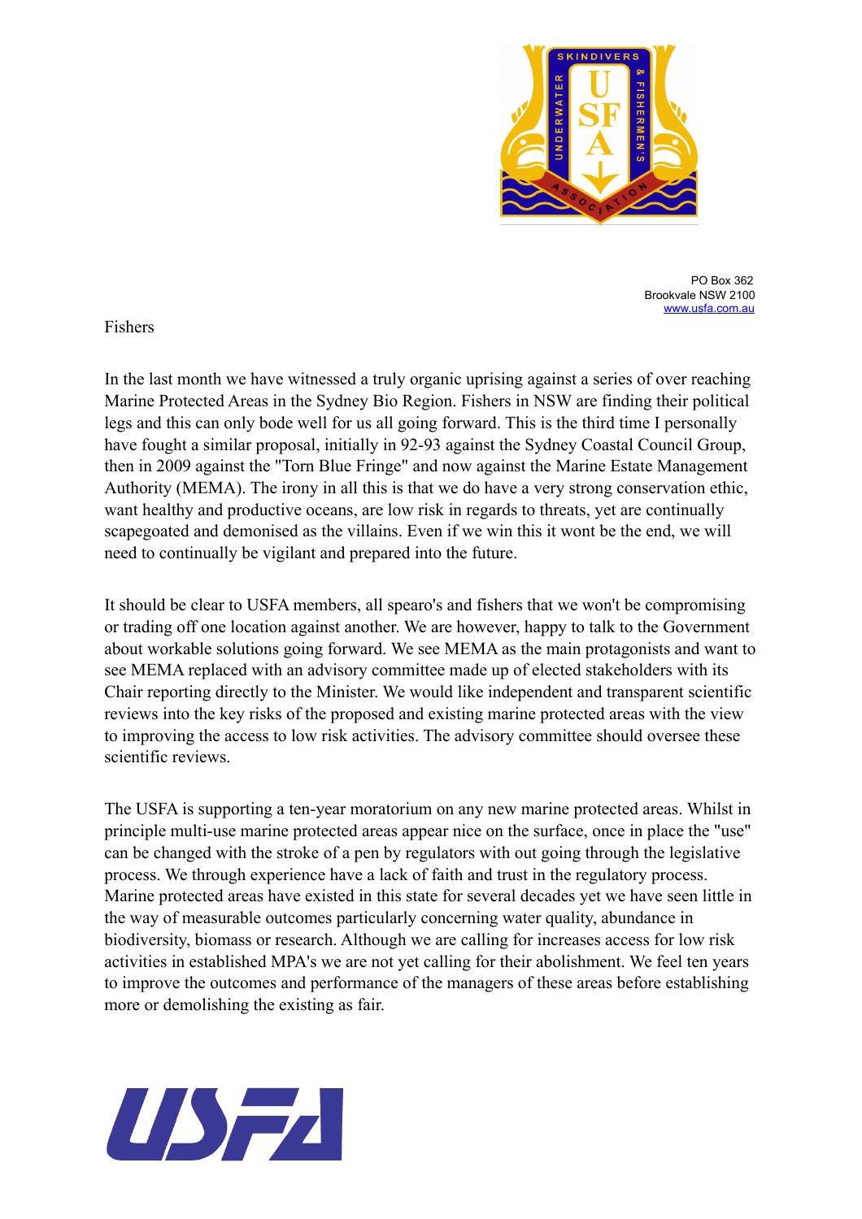PO Box 362
Brookvale NSW 2100
www.usfa.com.au

Fishers

In the last month we have witnessed a truly organic uprising against a series of over reaching Marine Protected Areas in the Sydney Bio Region. Fishers in NSW are finding their political legs and this can only bode well for us all going forward. This is the third time I personally have fought a similar proposal, initially in 92-93 against the Sydney Coastal Council Group, then in 2009 against the "Torn Blue Fringe" and now against the Marine Estate Management Authority (MEMA). The irony in all this is that we do have a very strong conservation ethic, want healthy and productive oceans, are low risk in regards to threats, yet are continually scapegoated and demonised as the villains. Even if we win this it wont be the end, we will need to continually be vigilant and prepared into the future.

It should be clear to USFA members, all spearo's and fishers that we won't be compromising or trading off one location against another. We are however, happy to talk to the Government about workable solutions going forward. We see MEMA as the main protagonists and want to see MEMA replaced with an advisory committee made up of elected stakeholders with its Chair reporting directly to the Minister. We would like independent and transparent scientific reviews into the key risks of the proposed and existing marine protected areas with the view to improving the access to low risk activities. The advisory committee should oversee these scientific reviews.

The USFA is supporting a ten-year moratorium on any new marine protected areas. Whilst in principle multi-use marine protected areas appear nice on the surface, once in place the "use" can be changed with the stroke of a pen by regulators with out going through the legislative process. We through experience have a lack of faith and trust in the regulatory process. Marine protected areas have existed in this state for several decades yet we have seen little in the way of measurable outcomes particularly concerning water quality, abundance in biodiversity, biomass or research. Although we are calling for increases access for low risk activities in established MPA's we are not yet calling for their abolishment. We feel ten years to improve the outcomes and performance of the managers of these areas before establishing more or demolishing the existing as fair.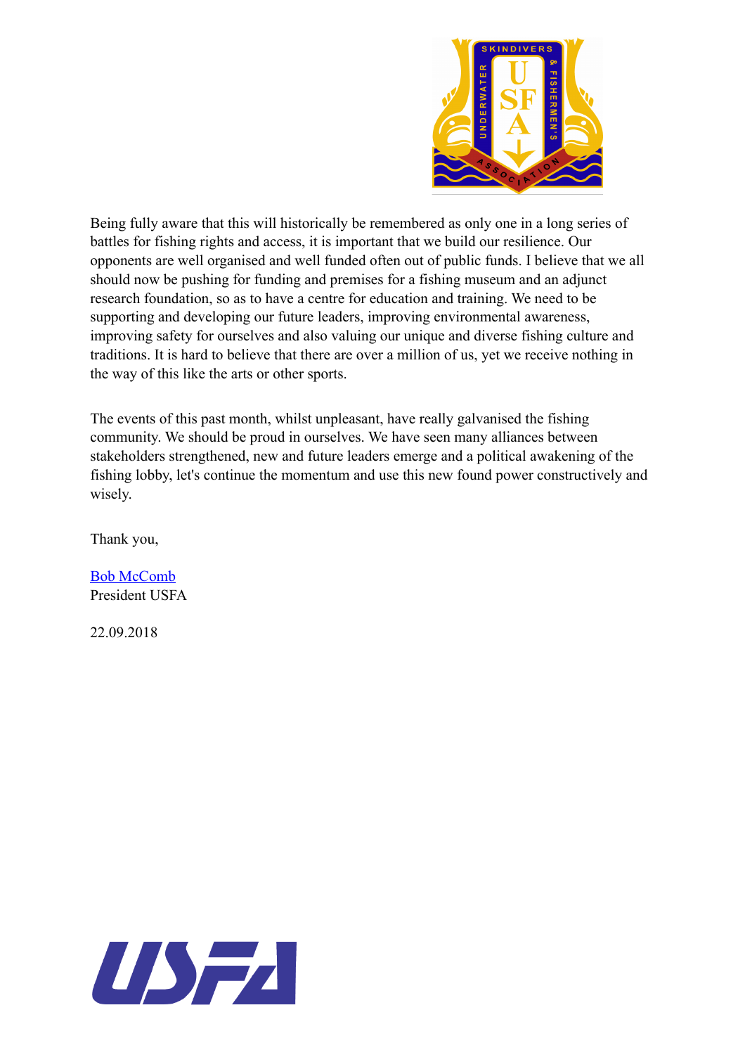Being fully aware that this will historically be remembered as only one in a long series of battles for fishing rights and access, it is important that we build our resilience. Our opponents are well organised and well funded often out of public funds. I believe that we all should now be pushing for funding and premises for a fishing museum and an adjunct research foundation, so as to have a centre for education and training. We need to be supporting and developing our future leaders, improving environmental awareness, improving safety for ourselves and also valuing our unique and diverse fishing culture and traditions. It is hard to believe that there are over a million of us, yet we receive nothing in the way of this like the arts or other sports.

The events of this past month, whilst unpleasant, have really galvanised the fishing community. We should be proud in ourselves. We have seen many alliances between stakeholders strengthened, new and future leaders emerge and a political awakening of the fishing lobby, let's continue the momentum and use this new found power constructively and wisely.

Thank you,

Bob McComb
President USFA

22.09.2018